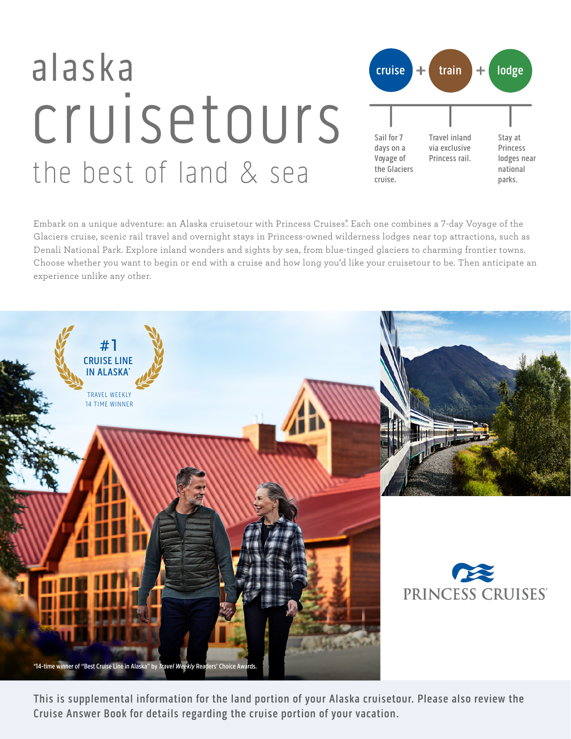# alaska cruisetours

## the best of land & sea

**cruise** + **train** + **lodge**

- **cruise:** Sail for 7 days on a Voyage of the Glaciers cruise.
- **train:** Travel inland via exclusive Princess rail.
- **lodge:** Stay at Princess lodges near national parks.

Embark on a unique adventure: an Alaska cruisetour with Princess Cruises®. Each one combines a 7-day Voyage of the Glaciers cruise, scenic rail travel and overnight stays in Princess-owned wilderness lodges near top attractions, such as Denali National Park. Explore inland wonders and sights by sea, from blue-tinged glaciers to charming frontier towns. Choose whether you want to begin or end with a cruise and how long you'd like your cruisetour to be. Then anticipate an experience unlike any other.

#1 CRUISE LINE IN ALASKA*

TRAVEL WEEKLY 14 TIME WINNER

*14-time winner of "Best Cruise Line in Alaska" by *Travel Weekly* Readers' Choice Awards.

PRINCESS CRUISES®

This is supplemental information for the land portion of your Alaska cruisetour. Please also review the Cruise Answer Book for details regarding the cruise portion of your vacation.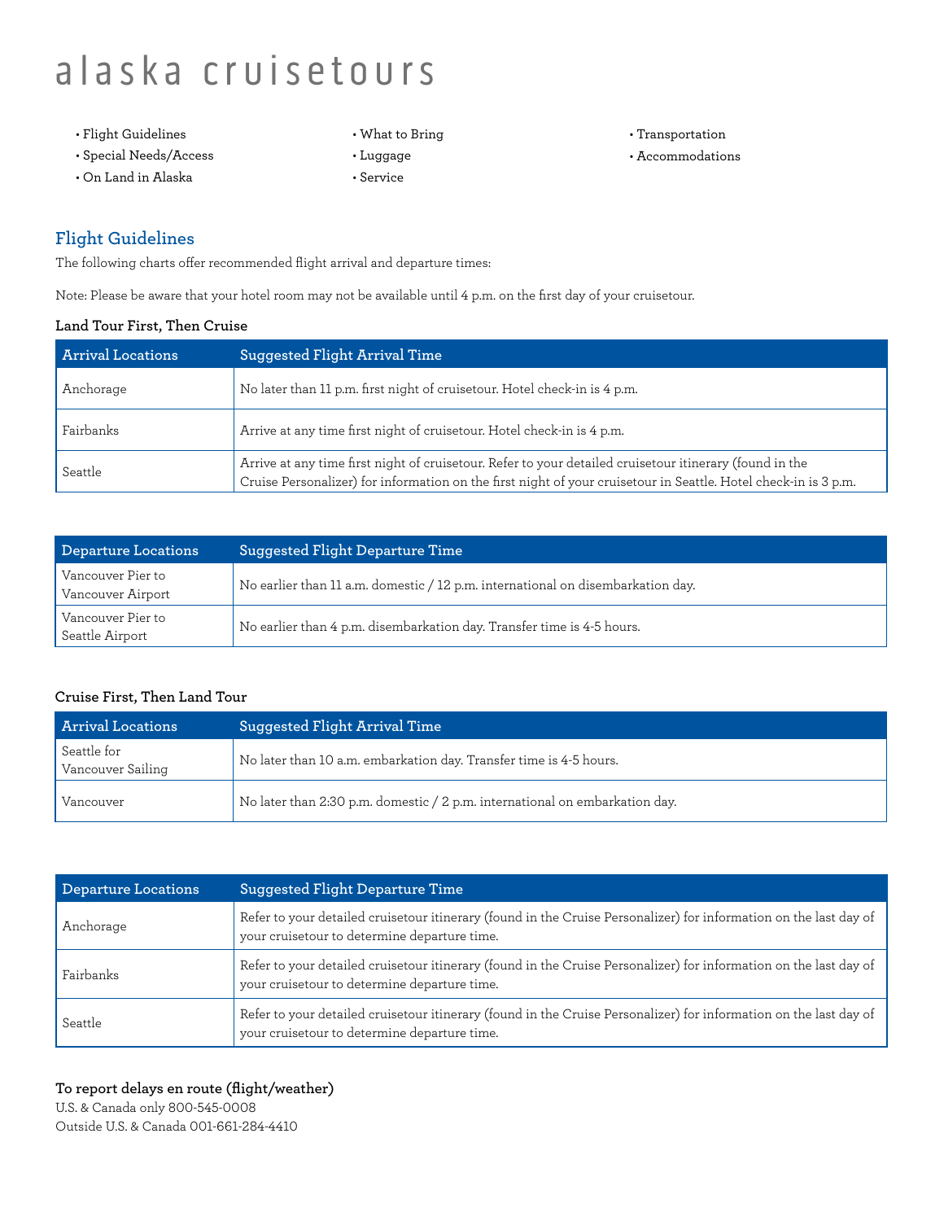# alaska cruisetours

- Flight Guidelines
- Special Needs/Access
- On Land in Alaska
- What to Bring
- Luggage
- Service
- Transportation
- Accommodations

## Flight Guidelines

The following charts offer recommended flight arrival and departure times:

Note: Please be aware that your hotel room may not be available until 4 p.m. on the first day of your cruisetour.

### Land Tour First, Then Cruise

| Arrival Locations | Suggested Flight Arrival Time |
| --- | --- |
| Anchorage | No later than 11 p.m. first night of cruisetour. Hotel check-in is 4 p.m. |
| Fairbanks | Arrive at any time first night of cruisetour. Hotel check-in is 4 p.m. |
| Seattle | Arrive at any time first night of cruisetour. Refer to your detailed cruisetour itinerary (found in the Cruise Personalizer) for information on the first night of your cruisetour in Seattle. Hotel check-in is 3 p.m. |

| Departure Locations | Suggested Flight Departure Time |
| --- | --- |
| Vancouver Pier to Vancouver Airport | No earlier than 11 a.m. domestic / 12 p.m. international on disembarkation day. |
| Vancouver Pier to Seattle Airport | No earlier than 4 p.m. disembarkation day. Transfer time is 4-5 hours. |

### Cruise First, Then Land Tour

| Arrival Locations | Suggested Flight Arrival Time |
| --- | --- |
| Seattle for Vancouver Sailing | No later than 10 a.m. embarkation day. Transfer time is 4-5 hours. |
| Vancouver | No later than 2:30 p.m. domestic / 2 p.m. international on embarkation day. |

| Departure Locations | Suggested Flight Departure Time |
| --- | --- |
| Anchorage | Refer to your detailed cruisetour itinerary (found in the Cruise Personalizer) for information on the last day of your cruisetour to determine departure time. |
| Fairbanks | Refer to your detailed cruisetour itinerary (found in the Cruise Personalizer) for information on the last day of your cruisetour to determine departure time. |
| Seattle | Refer to your detailed cruisetour itinerary (found in the Cruise Personalizer) for information on the last day of your cruisetour to determine departure time. |

**To report delays en route (flight/weather)**

U.S. & Canada only 800-545-0008
Outside U.S. & Canada 001-661-284-4410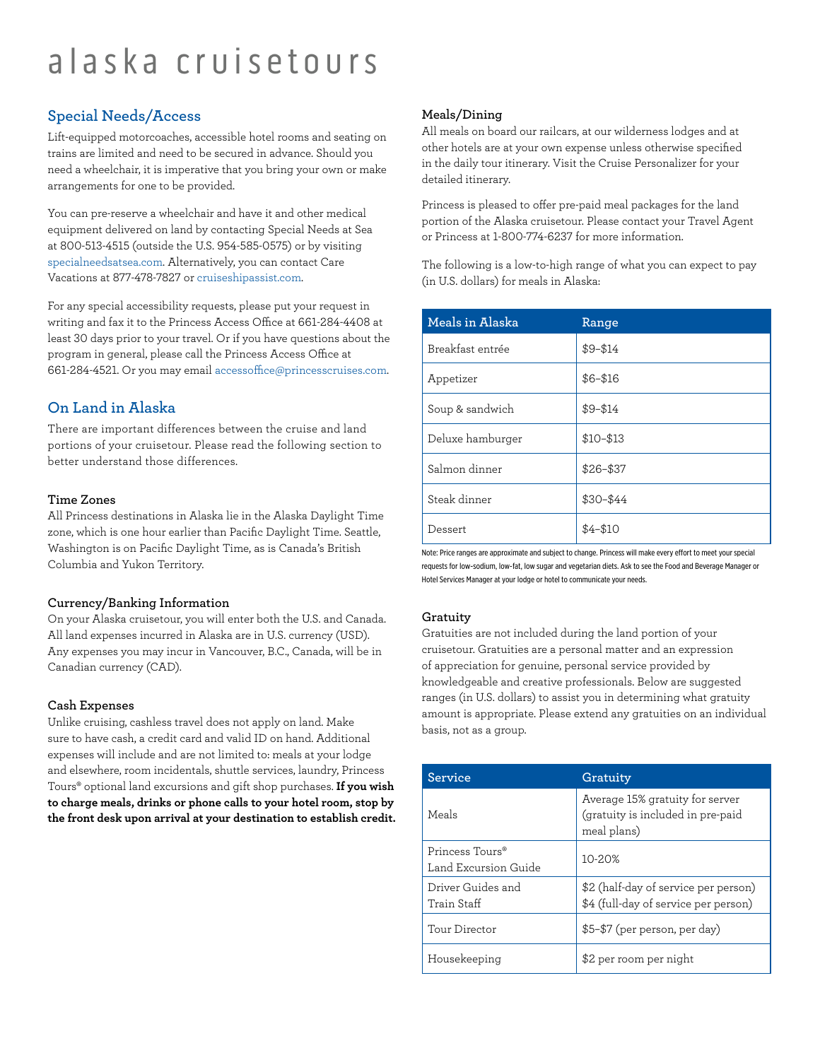# alaska cruisetours

## Special Needs/Access

Lift-equipped motorcoaches, accessible hotel rooms and seating on trains are limited and need to be secured in advance. Should you need a wheelchair, it is imperative that you bring your own or make arrangements for one to be provided.

You can pre-reserve a wheelchair and have it and other medical equipment delivered on land by contacting Special Needs at Sea at 800-513-4515 (outside the U.S. 954-585-0575) or by visiting specialneedsatsea.com. Alternatively, you can contact Care Vacations at 877-478-7827 or cruiseshipassist.com.

For any special accessibility requests, please put your request in writing and fax it to the Princess Access Office at 661-284-4408 at least 30 days prior to your travel. Or if you have questions about the program in general, please call the Princess Access Office at 661-284-4521. Or you may email accessoffice@princesscruises.com.

## On Land in Alaska

There are important differences between the cruise and land portions of your cruisetour. Please read the following section to better understand those differences.

### Time Zones

All Princess destinations in Alaska lie in the Alaska Daylight Time zone, which is one hour earlier than Pacific Daylight Time. Seattle, Washington is on Pacific Daylight Time, as is Canada's British Columbia and Yukon Territory.

### Currency/Banking Information

On your Alaska cruisetour, you will enter both the U.S. and Canada. All land expenses incurred in Alaska are in U.S. currency (USD). Any expenses you may incur in Vancouver, B.C., Canada, will be in Canadian currency (CAD).

### Cash Expenses

Unlike cruising, cashless travel does not apply on land. Make sure to have cash, a credit card and valid ID on hand. Additional expenses will include and are not limited to: meals at your lodge and elsewhere, room incidentals, shuttle services, laundry, Princess Tours® optional land excursions and gift shop purchases. **If you wish to charge meals, drinks or phone calls to your hotel room, stop by the front desk upon arrival at your destination to establish credit.**

### Meals/Dining

All meals on board our railcars, at our wilderness lodges and at other hotels are at your own expense unless otherwise specified in the daily tour itinerary. Visit the Cruise Personalizer for your detailed itinerary.

Princess is pleased to offer pre-paid meal packages for the land portion of the Alaska cruisetour. Please contact your Travel Agent or Princess at 1-800-774-6237 for more information.

The following is a low-to-high range of what you can expect to pay (in U.S. dollars) for meals in Alaska:

| Meals in Alaska | Range |
|---|---|
| Breakfast entrée | $9–$14 |
| Appetizer | $6–$16 |
| Soup & sandwich | $9–$14 |
| Deluxe hamburger | $10–$13 |
| Salmon dinner | $26–$37 |
| Steak dinner | $30–$44 |
| Dessert | $4–$10 |

Note: Price ranges are approximate and subject to change. Princess will make every effort to meet your special requests for low-sodium, low-fat, low sugar and vegetarian diets. Ask to see the Food and Beverage Manager or Hotel Services Manager at your lodge or hotel to communicate your needs.

### Gratuity

Gratuities are not included during the land portion of your cruisetour. Gratuities are a personal matter and an expression of appreciation for genuine, personal service provided by knowledgeable and creative professionals. Below are suggested ranges (in U.S. dollars) to assist you in determining what gratuity amount is appropriate. Please extend any gratuities on an individual basis, not as a group.

| Service | Gratuity |
|---|---|
| Meals | Average 15% gratuity for server (gratuity is included in pre-paid meal plans) |
| Princess Tours® Land Excursion Guide | 10-20% |
| Driver Guides and Train Staff | $2 (half-day of service per person) $4 (full-day of service per person) |
| Tour Director | $5–$7 (per person, per day) |
| Housekeeping | $2 per room per night |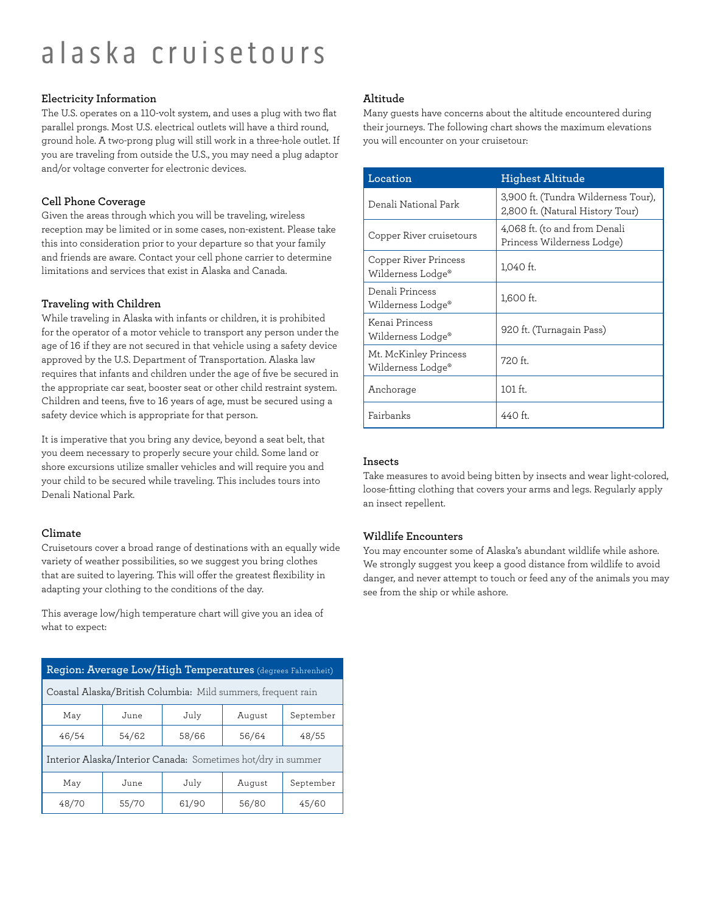# alaska cruisetours

### Electricity Information

The U.S. operates on a 110-volt system, and uses a plug with two flat parallel prongs. Most U.S. electrical outlets will have a third round, ground hole. A two-prong plug will still work in a three-hole outlet. If you are traveling from outside the U.S., you may need a plug adaptor and/or voltage converter for electronic devices.

### Cell Phone Coverage

Given the areas through which you will be traveling, wireless reception may be limited or in some cases, non-existent. Please take this into consideration prior to your departure so that your family and friends are aware. Contact your cell phone carrier to determine limitations and services that exist in Alaska and Canada.

### Traveling with Children

While traveling in Alaska with infants or children, it is prohibited for the operator of a motor vehicle to transport any person under the age of 16 if they are not secured in that vehicle using a safety device approved by the U.S. Department of Transportation. Alaska law requires that infants and children under the age of five be secured in the appropriate car seat, booster seat or other child restraint system. Children and teens, five to 16 years of age, must be secured using a safety device which is appropriate for that person.

It is imperative that you bring any device, beyond a seat belt, that you deem necessary to properly secure your child. Some land or shore excursions utilize smaller vehicles and will require you and your child to be secured while traveling. This includes tours into Denali National Park.

### Climate

Cruisetours cover a broad range of destinations with an equally wide variety of weather possibilities, so we suggest you bring clothes that are suited to layering. This will offer the greatest flexibility in adapting your clothing to the conditions of the day.

This average low/high temperature chart will give you an idea of what to expect:

| Region: Average Low/High Temperatures (degrees Fahrenheit) | | | | |
|---|---|---|---|---|
| Coastal Alaska/British Columbia: Mild summers, frequent rain | | | | |
| May | June | July | August | September |
| 46/54 | 54/62 | 58/66 | 56/64 | 48/55 |
| Interior Alaska/Interior Canada: Sometimes hot/dry in summer | | | | |
| May | June | July | August | September |
| 48/70 | 55/70 | 61/90 | 56/80 | 45/60 |

### Altitude

Many guests have concerns about the altitude encountered during their journeys. The following chart shows the maximum elevations you will encounter on your cruisetour:

| Location | Highest Altitude |
|---|---|
| Denali National Park | 3,900 ft. (Tundra Wilderness Tour), 2,800 ft. (Natural History Tour) |
| Copper River cruisetours | 4,068 ft. (to and from Denali Princess Wilderness Lodge) |
| Copper River Princess Wilderness Lodge® | 1,040 ft. |
| Denali Princess Wilderness Lodge® | 1,600 ft. |
| Kenai Princess Wilderness Lodge® | 920 ft. (Turnagain Pass) |
| Mt. McKinley Princess Wilderness Lodge® | 720 ft. |
| Anchorage | 101 ft. |
| Fairbanks | 440 ft. |

### Insects

Take measures to avoid being bitten by insects and wear light-colored, loose-fitting clothing that covers your arms and legs. Regularly apply an insect repellent.

### Wildlife Encounters

You may encounter some of Alaska's abundant wildlife while ashore. We strongly suggest you keep a good distance from wildlife to avoid danger, and never attempt to touch or feed any of the animals you may see from the ship or while ashore.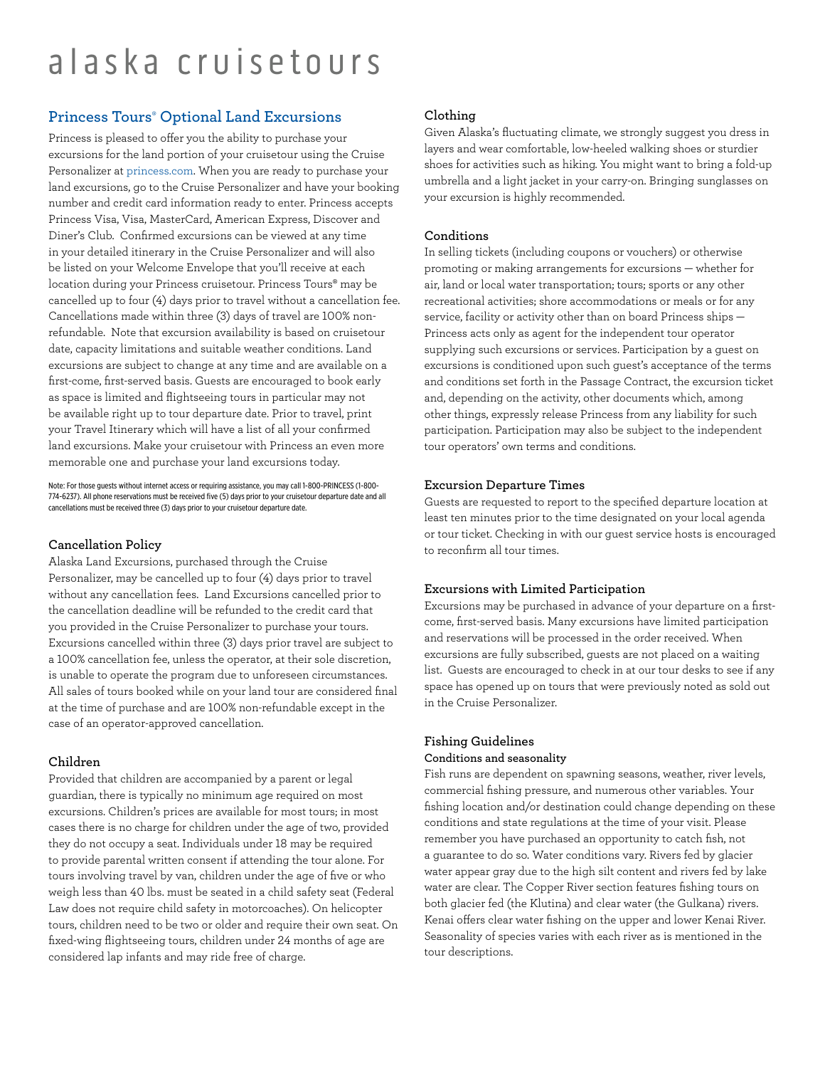# alaska cruisetours

## Princess Tours® Optional Land Excursions

Princess is pleased to offer you the ability to purchase your excursions for the land portion of your cruisetour using the Cruise Personalizer at princess.com. When you are ready to purchase your land excursions, go to the Cruise Personalizer and have your booking number and credit card information ready to enter. Princess accepts Princess Visa, Visa, MasterCard, American Express, Discover and Diner's Club. Confirmed excursions can be viewed at any time in your detailed itinerary in the Cruise Personalizer and will also be listed on your Welcome Envelope that you'll receive at each location during your Princess cruisetour. Princess Tours® may be cancelled up to four (4) days prior to travel without a cancellation fee. Cancellations made within three (3) days of travel are 100% non-refundable. Note that excursion availability is based on cruisetour date, capacity limitations and suitable weather conditions. Land excursions are subject to change at any time and are available on a first-come, first-served basis. Guests are encouraged to book early as space is limited and flightseeing tours in particular may not be available right up to tour departure date. Prior to travel, print your Travel Itinerary which will have a list of all your confirmed land excursions. Make your cruisetour with Princess an even more memorable one and purchase your land excursions today.

Note: For those guests without internet access or requiring assistance, you may call 1-800-PRINCESS (1-800-774-6237). All phone reservations must be received five (5) days prior to your cruisetour departure date and all cancellations must be received three (3) days prior to your cruisetour departure date.

### Cancellation Policy

Alaska Land Excursions, purchased through the Cruise Personalizer, may be cancelled up to four (4) days prior to travel without any cancellation fees. Land Excursions cancelled prior to the cancellation deadline will be refunded to the credit card that you provided in the Cruise Personalizer to purchase your tours. Excursions cancelled within three (3) days prior travel are subject to a 100% cancellation fee, unless the operator, at their sole discretion, is unable to operate the program due to unforeseen circumstances. All sales of tours booked while on your land tour are considered final at the time of purchase and are 100% non-refundable except in the case of an operator-approved cancellation.

### Children

Provided that children are accompanied by a parent or legal guardian, there is typically no minimum age required on most excursions. Children's prices are available for most tours; in most cases there is no charge for children under the age of two, provided they do not occupy a seat. Individuals under 18 may be required to provide parental written consent if attending the tour alone. For tours involving travel by van, children under the age of five or who weigh less than 40 lbs. must be seated in a child safety seat (Federal Law does not require child safety in motorcoaches). On helicopter tours, children need to be two or older and require their own seat. On fixed-wing flightseeing tours, children under 24 months of age are considered lap infants and may ride free of charge.

### Clothing

Given Alaska's fluctuating climate, we strongly suggest you dress in layers and wear comfortable, low-heeled walking shoes or sturdier shoes for activities such as hiking. You might want to bring a fold-up umbrella and a light jacket in your carry-on. Bringing sunglasses on your excursion is highly recommended.

### Conditions

In selling tickets (including coupons or vouchers) or otherwise promoting or making arrangements for excursions — whether for air, land or local water transportation; tours; sports or any other recreational activities; shore accommodations or meals or for any service, facility or activity other than on board Princess ships — Princess acts only as agent for the independent tour operator supplying such excursions or services. Participation by a guest on excursions is conditioned upon such guest's acceptance of the terms and conditions set forth in the Passage Contract, the excursion ticket and, depending on the activity, other documents which, among other things, expressly release Princess from any liability for such participation. Participation may also be subject to the independent tour operators' own terms and conditions.

### Excursion Departure Times

Guests are requested to report to the specified departure location at least ten minutes prior to the time designated on your local agenda or tour ticket. Checking in with our guest service hosts is encouraged to reconfirm all tour times.

### Excursions with Limited Participation

Excursions may be purchased in advance of your departure on a first-come, first-served basis. Many excursions have limited participation and reservations will be processed in the order received. When excursions are fully subscribed, guests are not placed on a waiting list. Guests are encouraged to check in at our tour desks to see if any space has opened up on tours that were previously noted as sold out in the Cruise Personalizer.

### Fishing Guidelines

#### Conditions and seasonality

Fish runs are dependent on spawning seasons, weather, river levels, commercial fishing pressure, and numerous other variables. Your fishing location and/or destination could change depending on these conditions and state regulations at the time of your visit. Please remember you have purchased an opportunity to catch fish, not a guarantee to do so. Water conditions vary. Rivers fed by glacier water appear gray due to the high silt content and rivers fed by lake water are clear. The Copper River section features fishing tours on both glacier fed (the Klutina) and clear water (the Gulkana) rivers. Kenai offers clear water fishing on the upper and lower Kenai River. Seasonality of species varies with each river as is mentioned in the tour descriptions.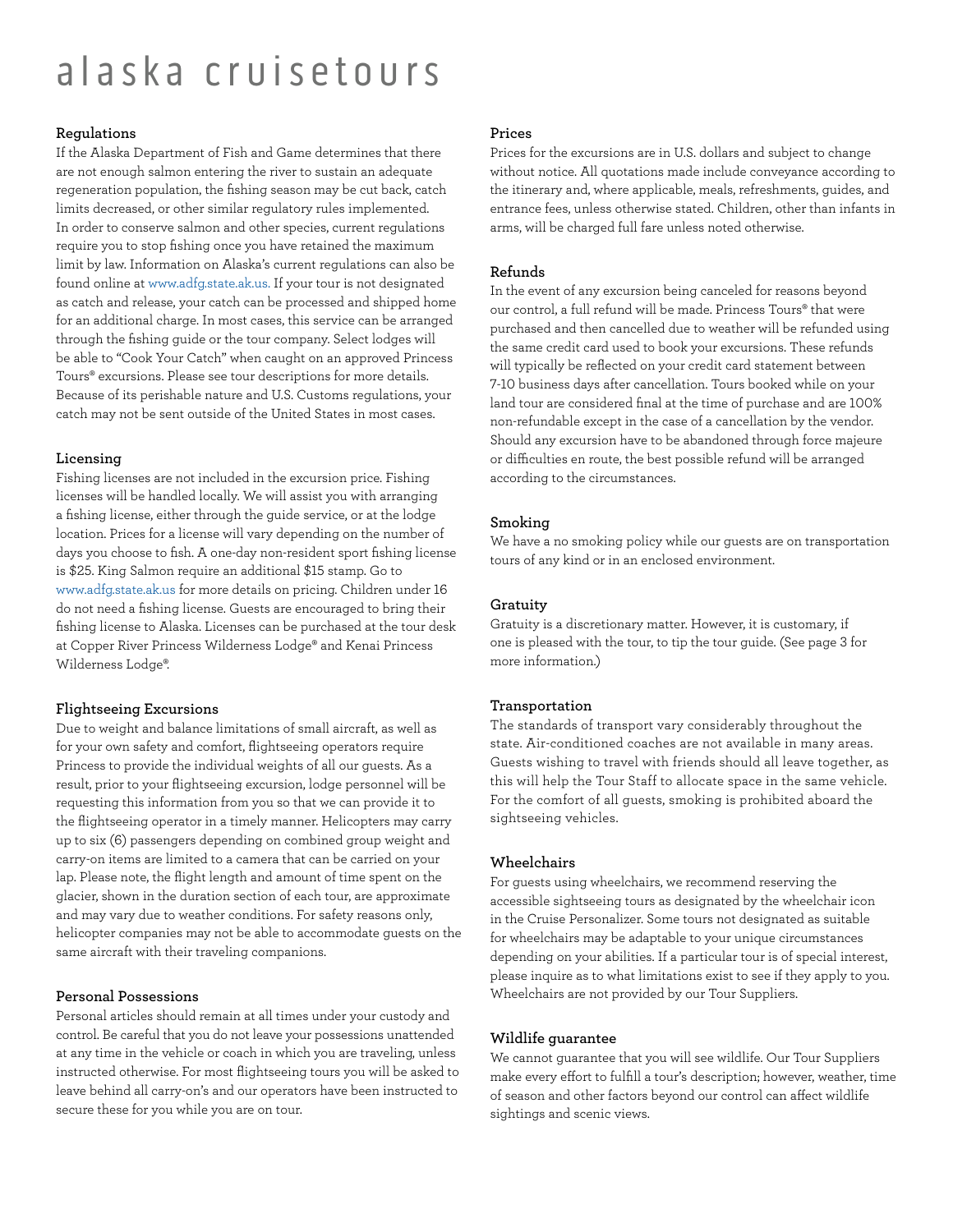# alaska cruisetours

### Regulations

If the Alaska Department of Fish and Game determines that there are not enough salmon entering the river to sustain an adequate regeneration population, the fishing season may be cut back, catch limits decreased, or other similar regulatory rules implemented. In order to conserve salmon and other species, current regulations require you to stop fishing once you have retained the maximum limit by law. Information on Alaska's current regulations can also be found online at www.adfg.state.ak.us. If your tour is not designated as catch and release, your catch can be processed and shipped home for an additional charge. In most cases, this service can be arranged through the fishing guide or the tour company. Select lodges will be able to "Cook Your Catch" when caught on an approved Princess Tours® excursions. Please see tour descriptions for more details. Because of its perishable nature and U.S. Customs regulations, your catch may not be sent outside of the United States in most cases.

### Licensing

Fishing licenses are not included in the excursion price. Fishing licenses will be handled locally. We will assist you with arranging a fishing license, either through the guide service, or at the lodge location. Prices for a license will vary depending on the number of days you choose to fish. A one-day non-resident sport fishing license is $25. King Salmon require an additional $15 stamp. Go to www.adfg.state.ak.us for more details on pricing. Children under 16 do not need a fishing license. Guests are encouraged to bring their fishing license to Alaska. Licenses can be purchased at the tour desk at Copper River Princess Wilderness Lodge® and Kenai Princess Wilderness Lodge®.

### Flightseeing Excursions

Due to weight and balance limitations of small aircraft, as well as for your own safety and comfort, flightseeing operators require Princess to provide the individual weights of all our guests. As a result, prior to your flightseeing excursion, lodge personnel will be requesting this information from you so that we can provide it to the flightseeing operator in a timely manner. Helicopters may carry up to six (6) passengers depending on combined group weight and carry-on items are limited to a camera that can be carried on your lap. Please note, the flight length and amount of time spent on the glacier, shown in the duration section of each tour, are approximate and may vary due to weather conditions. For safety reasons only, helicopter companies may not be able to accommodate guests on the same aircraft with their traveling companions.

### Personal Possessions

Personal articles should remain at all times under your custody and control. Be careful that you do not leave your possessions unattended at any time in the vehicle or coach in which you are traveling, unless instructed otherwise. For most flightseeing tours you will be asked to leave behind all carry-on's and our operators have been instructed to secure these for you while you are on tour.

### Prices

Prices for the excursions are in U.S. dollars and subject to change without notice. All quotations made include conveyance according to the itinerary and, where applicable, meals, refreshments, guides, and entrance fees, unless otherwise stated. Children, other than infants in arms, will be charged full fare unless noted otherwise.

### Refunds

In the event of any excursion being canceled for reasons beyond our control, a full refund will be made. Princess Tours® that were purchased and then cancelled due to weather will be refunded using the same credit card used to book your excursions. These refunds will typically be reflected on your credit card statement between 7-10 business days after cancellation. Tours booked while on your land tour are considered final at the time of purchase and are 100% non-refundable except in the case of a cancellation by the vendor. Should any excursion have to be abandoned through force majeure or difficulties en route, the best possible refund will be arranged according to the circumstances.

### Smoking

We have a no smoking policy while our guests are on transportation tours of any kind or in an enclosed environment.

### Gratuity

Gratuity is a discretionary matter. However, it is customary, if one is pleased with the tour, to tip the tour guide. (See page 3 for more information.)

### Transportation

The standards of transport vary considerably throughout the state. Air-conditioned coaches are not available in many areas. Guests wishing to travel with friends should all leave together, as this will help the Tour Staff to allocate space in the same vehicle. For the comfort of all guests, smoking is prohibited aboard the sightseeing vehicles.

### Wheelchairs

For guests using wheelchairs, we recommend reserving the accessible sightseeing tours as designated by the wheelchair icon in the Cruise Personalizer. Some tours not designated as suitable for wheelchairs may be adaptable to your unique circumstances depending on your abilities. If a particular tour is of special interest, please inquire as to what limitations exist to see if they apply to you. Wheelchairs are not provided by our Tour Suppliers.

### Wildlife guarantee

We cannot guarantee that you will see wildlife. Our Tour Suppliers make every effort to fulfill a tour's description; however, weather, time of season and other factors beyond our control can affect wildlife sightings and scenic views.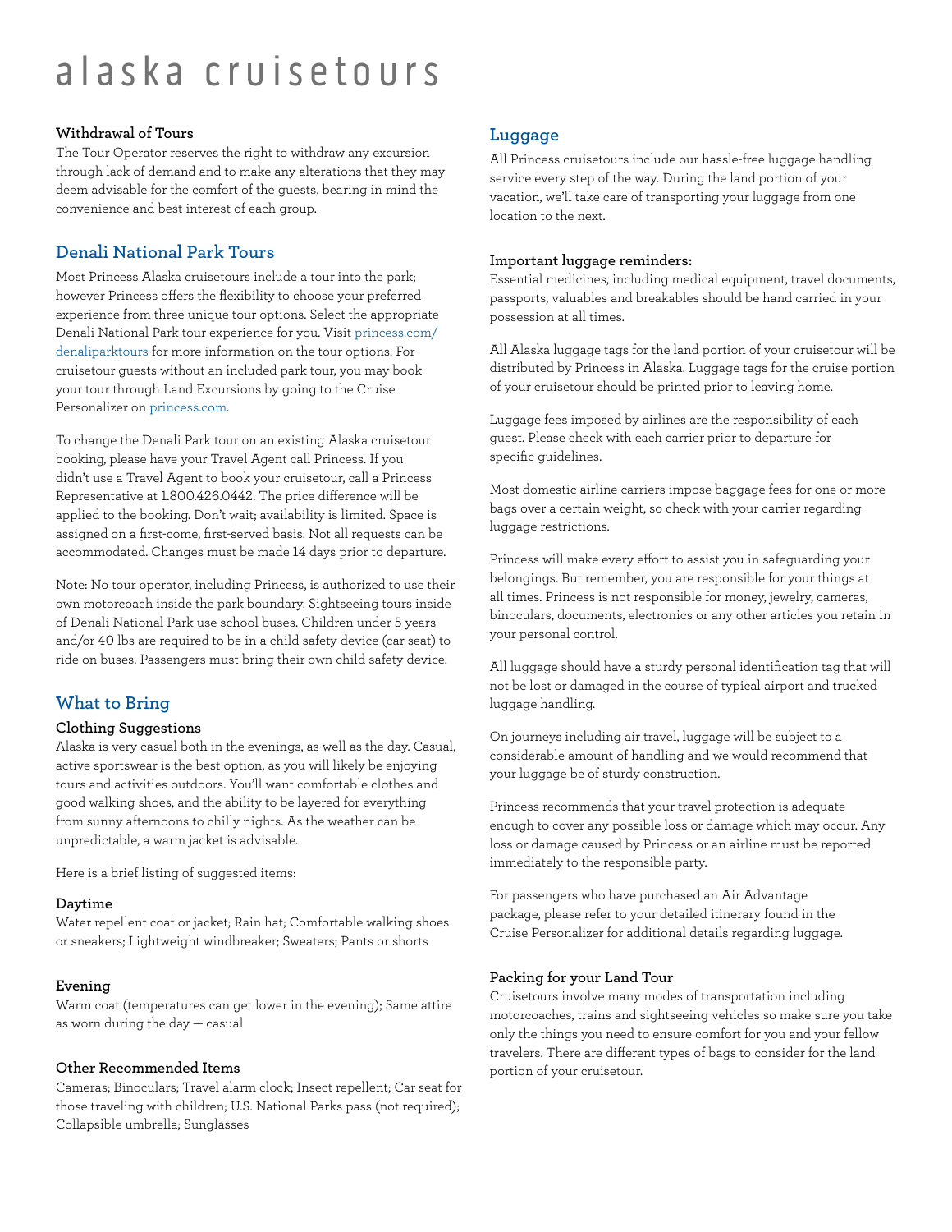# alaska cruisetours

### Withdrawal of Tours

The Tour Operator reserves the right to withdraw any excursion through lack of demand and to make any alterations that they may deem advisable for the comfort of the guests, bearing in mind the convenience and best interest of each group.

## Denali National Park Tours

Most Princess Alaska cruisetours include a tour into the park; however Princess offers the flexibility to choose your preferred experience from three unique tour options. Select the appropriate Denali National Park tour experience for you. Visit princess.com/denaliparktours for more information on the tour options. For cruisetour guests without an included park tour, you may book your tour through Land Excursions by going to the Cruise Personalizer on princess.com.

To change the Denali Park tour on an existing Alaska cruisetour booking, please have your Travel Agent call Princess. If you didn't use a Travel Agent to book your cruisetour, call a Princess Representative at 1.800.426.0442. The price difference will be applied to the booking. Don't wait; availability is limited. Space is assigned on a first-come, first-served basis. Not all requests can be accommodated. Changes must be made 14 days prior to departure.

Note: No tour operator, including Princess, is authorized to use their own motorcoach inside the park boundary. Sightseeing tours inside of Denali National Park use school buses. Children under 5 years and/or 40 lbs are required to be in a child safety device (car seat) to ride on buses. Passengers must bring their own child safety device.

## What to Bring

### Clothing Suggestions

Alaska is very casual both in the evenings, as well as the day. Casual, active sportswear is the best option, as you will likely be enjoying tours and activities outdoors. You'll want comfortable clothes and good walking shoes, and the ability to be layered for everything from sunny afternoons to chilly nights. As the weather can be unpredictable, a warm jacket is advisable.

Here is a brief listing of suggested items:

### Daytime

Water repellent coat or jacket; Rain hat; Comfortable walking shoes or sneakers; Lightweight windbreaker; Sweaters; Pants or shorts

### Evening

Warm coat (temperatures can get lower in the evening); Same attire as worn during the day — casual

### Other Recommended Items

Cameras; Binoculars; Travel alarm clock; Insect repellent; Car seat for those traveling with children; U.S. National Parks pass (not required); Collapsible umbrella; Sunglasses

## Luggage

All Princess cruisetours include our hassle-free luggage handling service every step of the way. During the land portion of your vacation, we'll take care of transporting your luggage from one location to the next.

### Important luggage reminders:

Essential medicines, including medical equipment, travel documents, passports, valuables and breakables should be hand carried in your possession at all times.

All Alaska luggage tags for the land portion of your cruisetour will be distributed by Princess in Alaska. Luggage tags for the cruise portion of your cruisetour should be printed prior to leaving home.

Luggage fees imposed by airlines are the responsibility of each guest. Please check with each carrier prior to departure for specific guidelines.

Most domestic airline carriers impose baggage fees for one or more bags over a certain weight, so check with your carrier regarding luggage restrictions.

Princess will make every effort to assist you in safeguarding your belongings. But remember, you are responsible for your things at all times. Princess is not responsible for money, jewelry, cameras, binoculars, documents, electronics or any other articles you retain in your personal control.

All luggage should have a sturdy personal identification tag that will not be lost or damaged in the course of typical airport and trucked luggage handling.

On journeys including air travel, luggage will be subject to a considerable amount of handling and we would recommend that your luggage be of sturdy construction.

Princess recommends that your travel protection is adequate enough to cover any possible loss or damage which may occur. Any loss or damage caused by Princess or an airline must be reported immediately to the responsible party.

For passengers who have purchased an Air Advantage package, please refer to your detailed itinerary found in the Cruise Personalizer for additional details regarding luggage.

### Packing for your Land Tour

Cruisetours involve many modes of transportation including motorcoaches, trains and sightseeing vehicles so make sure you take only the things you need to ensure comfort for you and your fellow travelers. There are different types of bags to consider for the land portion of your cruisetour.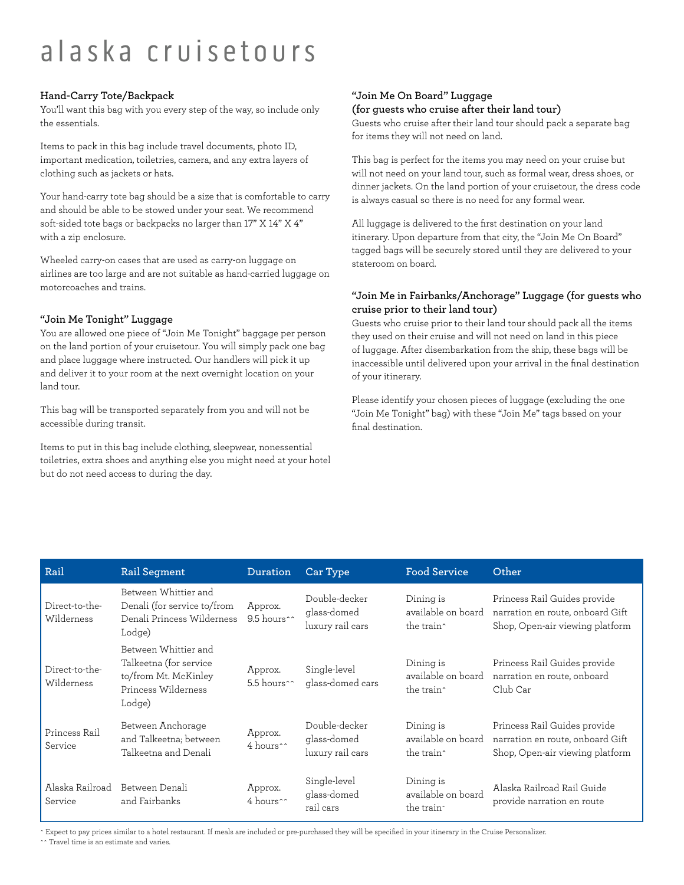# alaska cruisetours

### Hand-Carry Tote/Backpack

You'll want this bag with you every step of the way, so include only the essentials.

Items to pack in this bag include travel documents, photo ID, important medication, toiletries, camera, and any extra layers of clothing such as jackets or hats.

Your hand-carry tote bag should be a size that is comfortable to carry and should be able to be stowed under your seat. We recommend soft-sided tote bags or backpacks no larger than 17" X 14" X 4" with a zip enclosure.

Wheeled carry-on cases that are used as carry-on luggage on airlines are too large and are not suitable as hand-carried luggage on motorcoaches and trains.

### "Join Me Tonight" Luggage

You are allowed one piece of "Join Me Tonight" baggage per person on the land portion of your cruisetour. You will simply pack one bag and place luggage where instructed. Our handlers will pick it up and deliver it to your room at the next overnight location on your land tour.

This bag will be transported separately from you and will not be accessible during transit.

Items to put in this bag include clothing, sleepwear, nonessential toiletries, extra shoes and anything else you might need at your hotel but do not need access to during the day.

### "Join Me On Board" Luggage (for guests who cruise after their land tour)

Guests who cruise after their land tour should pack a separate bag for items they will not need on land.

This bag is perfect for the items you may need on your cruise but will not need on your land tour, such as formal wear, dress shoes, or dinner jackets. On the land portion of your cruisetour, the dress code is always casual so there is no need for any formal wear.

All luggage is delivered to the first destination on your land itinerary. Upon departure from that city, the "Join Me On Board" tagged bags will be securely stored until they are delivered to your stateroom on board.

### "Join Me in Fairbanks/Anchorage" Luggage (for guests who cruise prior to their land tour)

Guests who cruise prior to their land tour should pack all the items they used on their cruise and will not need on land in this piece of luggage. After disembarkation from the ship, these bags will be inaccessible until delivered upon your arrival in the final destination of your itinerary.

Please identify your chosen pieces of luggage (excluding the one "Join Me Tonight" bag) with these "Join Me" tags based on your final destination.

| Rail | Rail Segment | Duration | Car Type | Food Service | Other |
|---|---|---|---|---|---|
| Direct-to-the-Wilderness | Between Whittier and Denali (for service to/from Denali Princess Wilderness Lodge) | Approx. 9.5 hours^^ | Double-decker glass-domed luxury rail cars | Dining is available on board the train^ | Princess Rail Guides provide narration en route, onboard Gift Shop, Open-air viewing platform |
| Direct-to-the-Wilderness | Between Whittier and Talkeetna (for service to/from Mt. McKinley Princess Wilderness Lodge) | Approx. 5.5 hours^^ | Single-level glass-domed cars | Dining is available on board the train^ | Princess Rail Guides provide narration en route, onboard Club Car |
| Princess Rail Service | Between Anchorage and Talkeetna; between Talkeetna and Denali | Approx. 4 hours^^ | Double-decker glass-domed luxury rail cars | Dining is available on board the train^ | Princess Rail Guides provide narration en route, onboard Gift Shop, Open-air viewing platform |
| Alaska Railroad Service | Between Denali and Fairbanks | Approx. 4 hours^^ | Single-level glass-domed rail cars | Dining is available on board the train^ | Alaska Railroad Rail Guide provide narration en route |

^ Expect to pay prices similar to a hotel restaurant. If meals are included or pre-purchased they will be specified in your itinerary in the Cruise Personalizer.

^^ Travel time is an estimate and varies.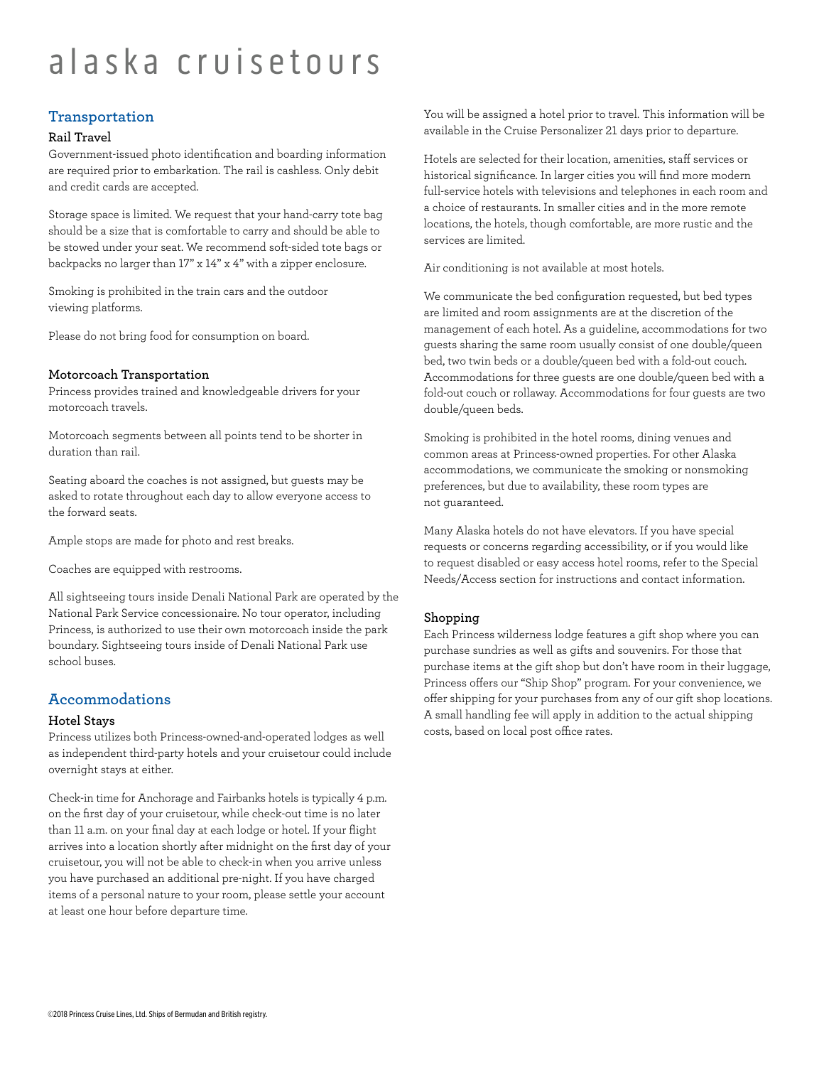# alaska cruisetours

## Transportation

### Rail Travel

Government-issued photo identification and boarding information are required prior to embarkation. The rail is cashless. Only debit and credit cards are accepted.

Storage space is limited. We request that your hand-carry tote bag should be a size that is comfortable to carry and should be able to be stowed under your seat. We recommend soft-sided tote bags or backpacks no larger than 17" x 14" x 4" with a zipper enclosure.

Smoking is prohibited in the train cars and the outdoor viewing platforms.

Please do not bring food for consumption on board.

### Motorcoach Transportation

Princess provides trained and knowledgeable drivers for your motorcoach travels.

Motorcoach segments between all points tend to be shorter in duration than rail.

Seating aboard the coaches is not assigned, but guests may be asked to rotate throughout each day to allow everyone access to the forward seats.

Ample stops are made for photo and rest breaks.

Coaches are equipped with restrooms.

All sightseeing tours inside Denali National Park are operated by the National Park Service concessionaire. No tour operator, including Princess, is authorized to use their own motorcoach inside the park boundary. Sightseeing tours inside of Denali National Park use school buses.

## Accommodations

### Hotel Stays

Princess utilizes both Princess-owned-and-operated lodges as well as independent third-party hotels and your cruisetour could include overnight stays at either.

Check-in time for Anchorage and Fairbanks hotels is typically 4 p.m. on the first day of your cruisetour, while check-out time is no later than 11 a.m. on your final day at each lodge or hotel. If your flight arrives into a location shortly after midnight on the first day of your cruisetour, you will not be able to check-in when you arrive unless you have purchased an additional pre-night. If you have charged items of a personal nature to your room, please settle your account at least one hour before departure time.

You will be assigned a hotel prior to travel. This information will be available in the Cruise Personalizer 21 days prior to departure.

Hotels are selected for their location, amenities, staff services or historical significance. In larger cities you will find more modern full-service hotels with televisions and telephones in each room and a choice of restaurants. In smaller cities and in the more remote locations, the hotels, though comfortable, are more rustic and the services are limited.

Air conditioning is not available at most hotels.

We communicate the bed configuration requested, but bed types are limited and room assignments are at the discretion of the management of each hotel. As a guideline, accommodations for two guests sharing the same room usually consist of one double/queen bed, two twin beds or a double/queen bed with a fold-out couch. Accommodations for three guests are one double/queen bed with a fold-out couch or rollaway. Accommodations for four guests are two double/queen beds.

Smoking is prohibited in the hotel rooms, dining venues and common areas at Princess-owned properties. For other Alaska accommodations, we communicate the smoking or nonsmoking preferences, but due to availability, these room types are not guaranteed.

Many Alaska hotels do not have elevators. If you have special requests or concerns regarding accessibility, or if you would like to request disabled or easy access hotel rooms, refer to the Special Needs/Access section for instructions and contact information.

### Shopping

Each Princess wilderness lodge features a gift shop where you can purchase sundries as well as gifts and souvenirs. For those that purchase items at the gift shop but don't have room in their luggage, Princess offers our "Ship Shop" program. For your convenience, we offer shipping for your purchases from any of our gift shop locations. A small handling fee will apply in addition to the actual shipping costs, based on local post office rates.

©2018 Princess Cruise Lines, Ltd. Ships of Bermudan and British registry.